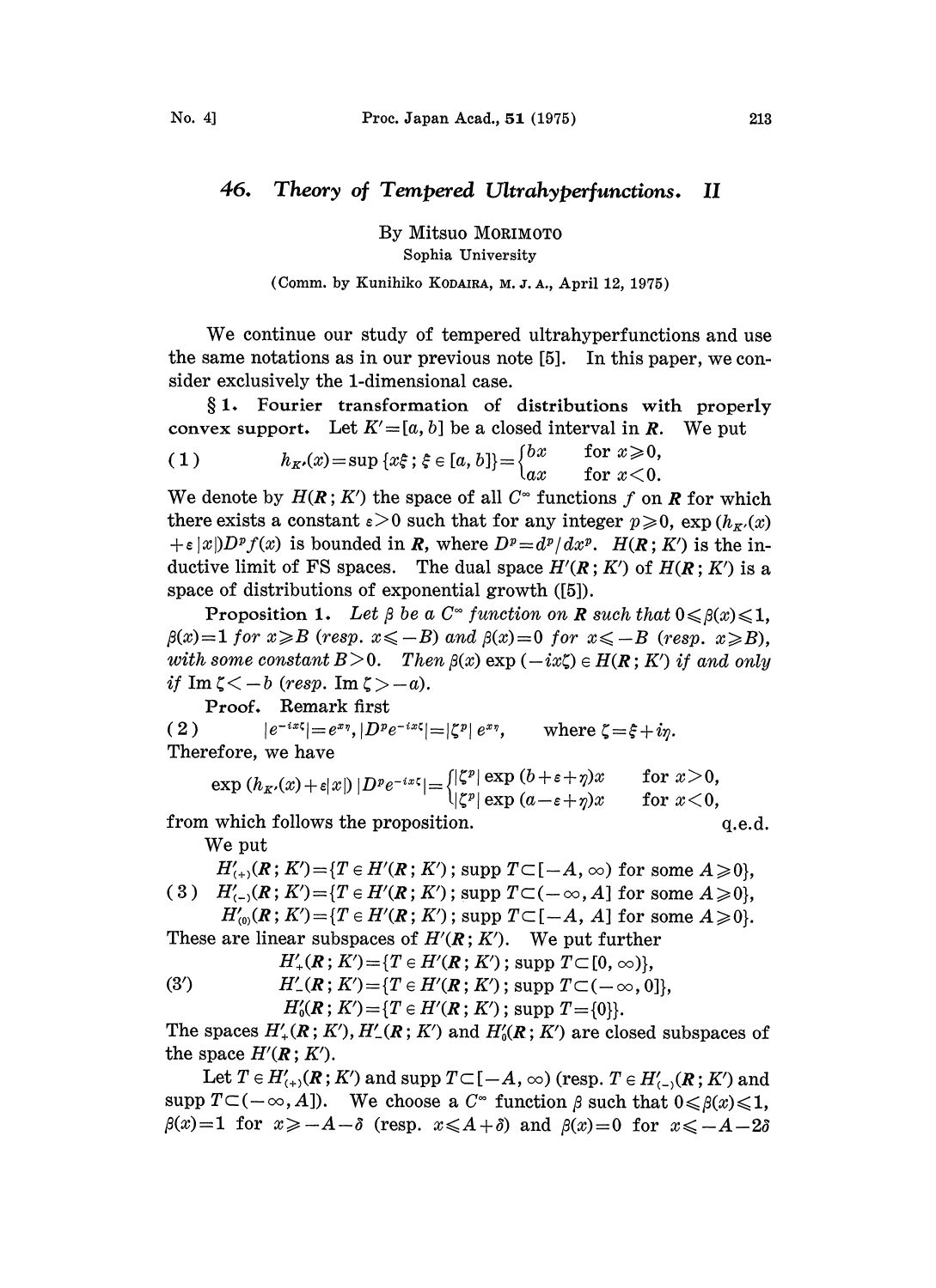# 46. Theory of Tempered Ultrahyperfunctions. II

By Mitsuo MORIMOTO

Sophia University

(Comm. by Kunihiko KODAIRA, M. J. A., April 12, 1975)

We continue our study of tempered ultrahyperfunctions and use the same notations as in our previous note [5]. In this paper, we consider exclusively the 1-dimensional case.

§1. Fourier transformation of distributions with properly convex support. Let $K'=[a, b]$ be a closed interval in $\boldsymbol{R}$. We put

$$(1) \qquad h_{K'}(x)=\sup\{x\xi\,;\,\xi\in[a,b]\}=\begin{cases} bx & \text{for } x\geqslant 0,\\ ax & \text{for } x<0.\end{cases}$$

We denote by $H(\boldsymbol{R}\,;K')$ the space of all $C^\infty$ functions $f$ on $\boldsymbol{R}$ for which there exists a constant $\varepsilon>0$ such that for any integer $p\geqslant 0$, $\exp(h_{K'}(x)+\varepsilon|x|)D^pf(x)$ is bounded in $\boldsymbol{R}$, where $D^p=d^p/dx^p$. $H(\boldsymbol{R}\,;K')$ is the inductive limit of FS spaces. The dual space $H'(\boldsymbol{R}\,;K')$ of $H(\boldsymbol{R}\,;K')$ is a space of distributions of exponential growth ([5]).

**Proposition 1.** *Let $\beta$ be a $C^\infty$ function on $\boldsymbol{R}$ such that $0\leqslant\beta(x)\leqslant 1$, $\beta(x)=1$ for $x\geqslant B$ (resp. $x\leqslant -B$) and $\beta(x)=0$ for $x\leqslant -B$ (resp. $x\geqslant B$), with some constant $B>0$. Then $\beta(x)\exp(-ix\zeta)\in H(\boldsymbol{R}\,;K')$ if and only if $\operatorname{Im}\zeta<-b$ (resp. $\operatorname{Im}\zeta>-a$).*

Proof. Remark first

$$(2) \qquad |e^{-ix\zeta}|=e^{x\eta},\ |D^pe^{-ix\zeta}|=|\zeta^p|\,e^{x\eta}, \qquad \text{where } \zeta=\xi+i\eta.$$

Therefore, we have

$$\exp(h_{K'}(x)+\varepsilon|x|)\,|D^pe^{-ix\zeta}|=\begin{cases}|\zeta^p|\exp(b+\varepsilon+\eta)x & \text{for } x>0,\\ |\zeta^p|\exp(a-\varepsilon+\eta)x & \text{for } x<0,\end{cases}$$

from which follows the proposition. q.e.d.

We put

$$(3) \qquad \begin{aligned} H'_{(+)}(\boldsymbol{R}\,;K')&=\{T\in H'(\boldsymbol{R}\,;K')\,;\,\operatorname{supp}T\subset[-A,\infty)\text{ for some }A\geqslant 0\},\\ H'_{(-)}(\boldsymbol{R}\,;K')&=\{T\in H'(\boldsymbol{R}\,;K')\,;\,\operatorname{supp}T\subset(-\infty,A]\text{ for some }A\geqslant 0\},\\ H'_{(0)}(\boldsymbol{R}\,;K')&=\{T\in H'(\boldsymbol{R}\,;K')\,;\,\operatorname{supp}T\subset[-A,A]\text{ for some }A\geqslant 0\}.\end{aligned}$$

These are linear subspaces of $H'(\boldsymbol{R}\,;K')$. We put further

$$(3') \qquad \begin{aligned} H'_{+}(\boldsymbol{R}\,;K')&=\{T\in H'(\boldsymbol{R}\,;K')\,;\,\operatorname{supp}T\subset[0,\infty)\},\\ H'_{-}(\boldsymbol{R}\,;K')&=\{T\in H'(\boldsymbol{R}\,;K')\,;\,\operatorname{supp}T\subset(-\infty,0]\},\\ H'_{0}(\boldsymbol{R}\,;K')&=\{T\in H'(\boldsymbol{R}\,;K')\,;\,\operatorname{supp}T=\{0\}\}.\end{aligned}$$

The spaces $H'_+(\boldsymbol{R}\,;K')$, $H'_-(\boldsymbol{R}\,;K')$ and $H'_0(\boldsymbol{R}\,;K')$ are closed subspaces of the space $H'(\boldsymbol{R}\,;K')$.

Let $T\in H'_{(+)}(\boldsymbol{R}\,;K')$ and $\operatorname{supp}T\subset[-A,\infty)$ (resp. $T\in H'_{(-)}(\boldsymbol{R}\,;K')$ and $\operatorname{supp}T\subset(-\infty,A]$). We choose a $C^\infty$ function $\beta$ such that $0\leqslant\beta(x)\leqslant 1$, $\beta(x)=1$ for $x\geqslant -A-\delta$ (resp. $x\leqslant A+\delta$) and $\beta(x)=0$ for $x\leqslant -A-2\delta$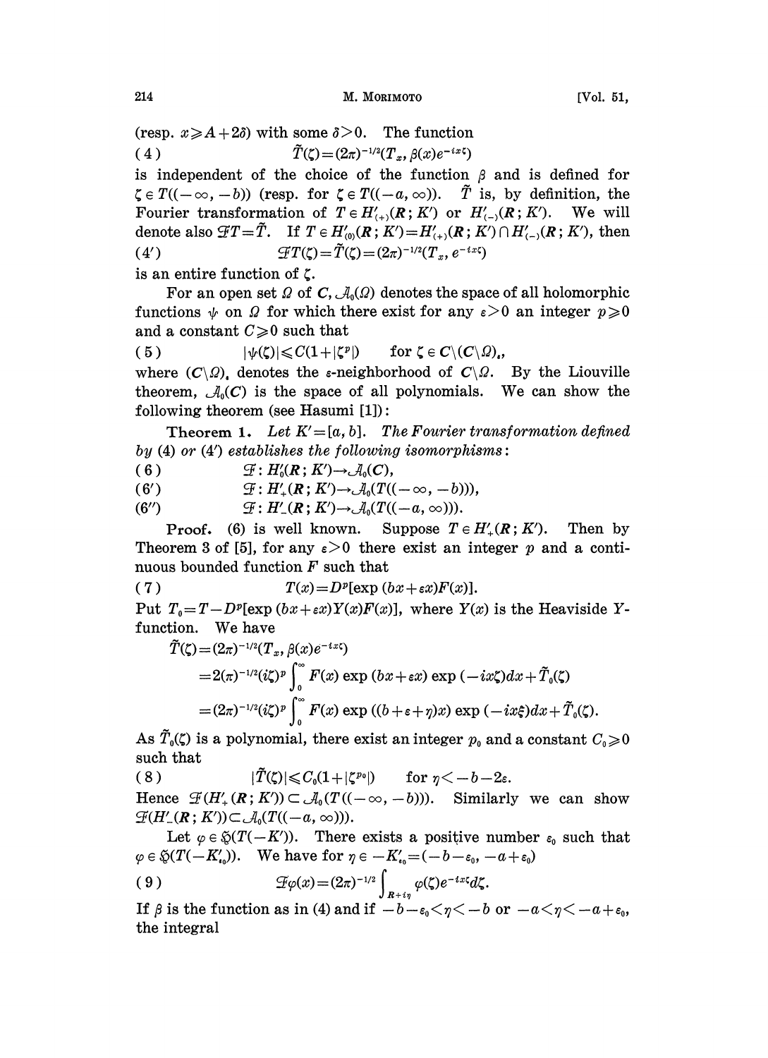(resp. $x \geqslant A+2\delta$) with some $\delta>0$. The function

$$(4) \qquad \tilde{T}(\zeta)=(2\pi)^{-1/2}(T_x, \beta(x)e^{-ix\zeta})$$

is independent of the choice of the function $\beta$ and is defined for $\zeta \in T((-\infty, -b))$ (resp. for $\zeta \in T((-a, \infty))$. $\tilde{T}$ is, by definition, the Fourier transformation of $T \in H'_{(+)}(\boldsymbol{R}; K')$ or $H'_{(-)}(\boldsymbol{R}; K')$. We will denote also $\mathcal{F}T=\tilde{T}$. If $T \in H'_{(0)}(\boldsymbol{R}; K')=H'_{(+)}(\boldsymbol{R}; K') \cap H'_{(-)}(\boldsymbol{R}; K')$, then

$$(4') \qquad \mathcal{F}T(\zeta)=\tilde{T}(\zeta)=(2\pi)^{-1/2}(T_x, e^{-ix\zeta})$$

is an entire function of $\zeta$.

For an open set $\Omega$ of $\boldsymbol{C}$, $\mathcal{A}_0(\Omega)$ denotes the space of all holomorphic functions $\psi$ on $\Omega$ for which there exist for any $\varepsilon>0$ an integer $p \geqslant 0$ and a constant $C \geqslant 0$ such that

$$(5) \qquad |\psi(\zeta)| \leqslant C(1+|\zeta^p|) \qquad \text{for } \zeta \in \boldsymbol{C} \backslash (\boldsymbol{C} \backslash \Omega)_\varepsilon,$$

where $(\boldsymbol{C} \backslash \Omega)_\varepsilon$ denotes the $\varepsilon$-neighborhood of $\boldsymbol{C} \backslash \Omega$. By the Liouville theorem, $\mathcal{A}_0(\boldsymbol{C})$ is the space of all polynomials. We can show the following theorem (see Hasumi [1]):

**Theorem 1.** *Let $K'=[a, b]$. The Fourier transformation defined by (4) or (4′) establishes the following isomorphisms:*

$$(6) \qquad \mathcal{F}: H'_0(\boldsymbol{R}; K') \to \mathcal{A}_0(\boldsymbol{C}),$$

$$(6') \qquad \mathcal{F}: H'_+(\boldsymbol{R}; K') \to \mathcal{A}_0(T((-\infty, -b))),$$

$$(6'') \qquad \mathcal{F}: H'_-(\boldsymbol{R}; K') \to \mathcal{A}_0(T((-a, \infty))).$$

**Proof.** (6) is well known. Suppose $T \in H'_+(\boldsymbol{R}; K')$. Then by Theorem 3 of [5], for any $\varepsilon>0$ there exist an integer $p$ and a continuous bounded function $F$ such that

$$(7) \qquad T(x)=D^p[\exp(bx+\varepsilon x)F(x)].$$

Put $T_0=T-D^p[\exp(bx+\varepsilon x)Y(x)F(x)]$, where $Y(x)$ is the Heaviside $Y$-function. We have

$$\begin{aligned}
\tilde{T}(\zeta) &= (2\pi)^{-1/2}(T_x, \beta(x)e^{-ix\zeta}) \\
&= 2(\pi)^{-1/2}(i\zeta)^p \int_0^\infty F(x)\exp(bx+\varepsilon x)\exp(-ix\zeta)dx+\tilde{T}_0(\zeta) \\
&= (2\pi)^{-1/2}(i\zeta)^p \int_0^\infty F(x)\exp((b+\varepsilon+\eta)x)\exp(-ix\xi)dx+\tilde{T}_0(\zeta).
\end{aligned}$$

As $\tilde{T}_0(\zeta)$ is a polynomial, there exist an integer $p_0$ and a constant $C_0 \geqslant 0$ such that

$$(8) \qquad |\tilde{T}(\zeta)| \leqslant C_0(1+|\zeta^{p_0}|) \qquad \text{for } \eta<-b-2\varepsilon.$$

Hence $\mathcal{F}(H'_+(\boldsymbol{R}; K')) \subset \mathcal{A}_0(T((-\infty, -b)))$. Similarly we can show $\mathcal{F}(H'_-(\boldsymbol{R}; K')) \subset \mathcal{A}_0(T((-a, \infty)))$.

Let $\varphi \in \mathfrak{H}(T(-K'))$. There exists a positive number $\varepsilon_0$ such that $\varphi \in \mathfrak{H}(T(-K'_{\varepsilon_0}))$. We have for $\eta \in -K'_{\varepsilon_0}=(-b-\varepsilon_0, -a+\varepsilon_0)$

$$(9) \qquad \mathcal{F}\varphi(x)=(2\pi)^{-1/2}\int_{\boldsymbol{R}+i\eta}\varphi(\zeta)e^{-ix\zeta}d\zeta.$$

If $\beta$ is the function as in (4) and if $-b-\varepsilon_0<\eta<-b$ or $-a<\eta<-a+\varepsilon_0$, the integral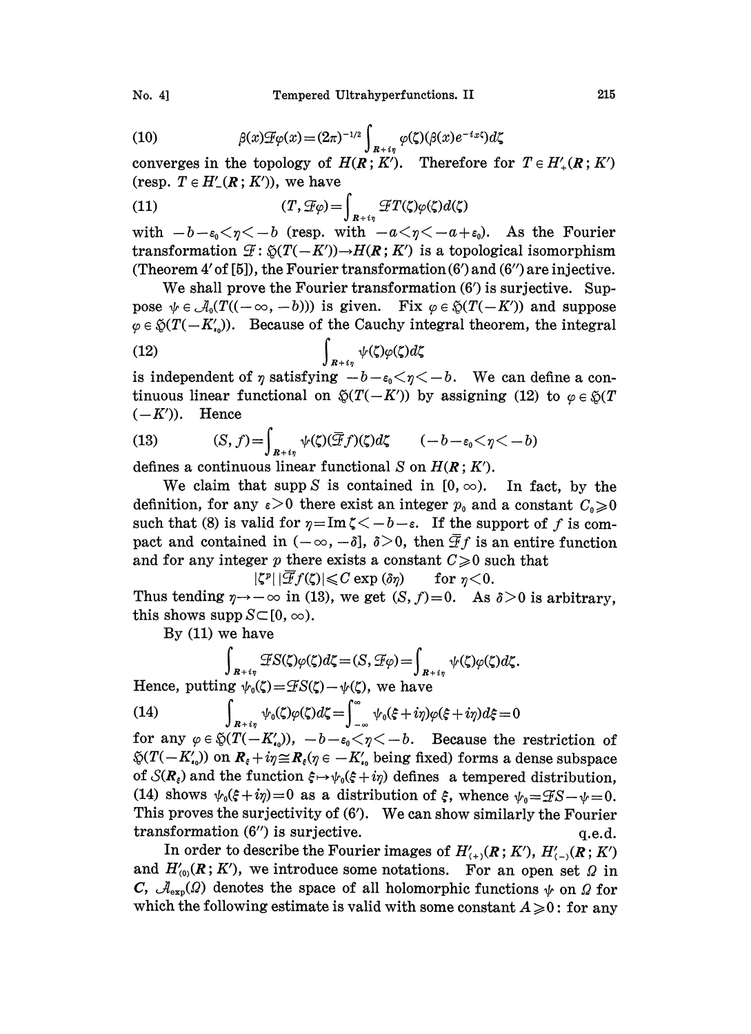$$\beta(x)\mathcal{F}\varphi(x)=(2\pi)^{-1/2}\int_{R+i\eta}\varphi(\zeta)(\beta(x)e^{-ix\zeta})d\zeta \tag{10}$$

converges in the topology of $H(\boldsymbol{R}; K')$. Therefore for $T \in H'_{+}(\boldsymbol{R}; K')$ (resp. $T \in H'_{-}(\boldsymbol{R}; K')$), we have

$$(T, \mathcal{F}\varphi)=\int_{R+i\eta}\mathcal{F}T(\zeta)\varphi(\zeta)d(\zeta) \tag{11}$$

with $-b-\varepsilon_0<\eta<-b$ (resp. with $-a<\eta<-a+\varepsilon_0$). As the Fourier transformation $\mathcal{F}: \mathfrak{H}(T(-K'))\rightarrow H(\boldsymbol{R}; K')$ is a topological isomorphism (Theorem 4′ of [5]), the Fourier transformation (6′) and (6″) are injective.

We shall prove the Fourier transformation (6′) is surjective. Suppose $\psi \in \mathcal{A}_0(T((-\infty, -b)))$ is given. Fix $\varphi \in \mathfrak{H}(T(-K'))$ and suppose $\varphi \in \mathfrak{H}(T(-K'_{\varepsilon_0}))$. Because of the Cauchy integral theorem, the integral

$$\int_{R+i\eta}\psi(\zeta)\varphi(\zeta)d\zeta \tag{12}$$

is independent of $\eta$ satisfying $-b-\varepsilon_0<\eta<-b$. We can define a continuous linear functional on $\mathfrak{H}(T(-K'))$ by assigning (12) to $\varphi \in \mathfrak{H}(T(-K'))$. Hence

$$(S, f)=\int_{R+i\eta}\psi(\zeta)(\overline{\mathcal{F}}f)(\zeta)d\zeta \qquad (-b-\varepsilon_0<\eta<-b) \tag{13}$$

defines a continuous linear functional $S$ on $H(\boldsymbol{R}; K')$.

We claim that $\operatorname{supp} S$ is contained in $[0, \infty)$. In fact, by the definition, for any $\varepsilon>0$ there exist an integer $p_0$ and a constant $C_0 \geqslant 0$ such that (8) is valid for $\eta=\operatorname{Im}\zeta<-b-\varepsilon$. If the support of $f$ is compact and contained in $(-\infty, -\delta]$, $\delta>0$, then $\overline{\mathcal{F}}f$ is an entire function and for any integer $p$ there exists a constant $C \geqslant 0$ such that

$$|\zeta^p|\,|\overline{\mathcal{F}}f(\zeta)| \leqslant C\exp(\delta\eta) \qquad \text{for } \eta<0.$$

Thus tending $\eta \rightarrow -\infty$ in (13), we get $(S, f)=0$. As $\delta>0$ is arbitrary, this shows $\operatorname{supp} S \subset [0, \infty)$.

By (11) we have

$$\int_{R+i\eta}\mathcal{F}S(\zeta)\varphi(\zeta)d\zeta=(S, \mathcal{F}\varphi)=\int_{R+i\eta}\psi(\zeta)\varphi(\zeta)d\zeta.$$

Hence, putting $\psi_0(\zeta)=\mathcal{F}S(\zeta)-\psi(\zeta)$, we have

$$\int_{R+i\eta}\psi_0(\zeta)\varphi(\zeta)d\zeta=\int_{-\infty}^{\infty}\psi_0(\xi+i\eta)\varphi(\xi+i\eta)d\xi=0 \tag{14}$$

for any $\varphi \in \mathfrak{H}(T(-K'_{\varepsilon_0}))$, $-b-\varepsilon_0<\eta<-b$. Because the restriction of $\mathfrak{H}(T(-K'_{\varepsilon_0}))$ on $\boldsymbol{R}_\xi+i\eta \cong \boldsymbol{R}_\xi(\eta \in -K'_{\varepsilon_0}$ being fixed) forms a dense subspace of $\mathcal{S}(\boldsymbol{R}_\xi)$ and the function $\xi \mapsto \psi_0(\xi+i\eta)$ defines a tempered distribution, (14) shows $\psi_0(\xi+i\eta)=0$ as a distribution of $\xi$, whence $\psi_0=\mathcal{F}S-\psi=0$. This proves the surjectivity of (6′). We can show similarly the Fourier transformation (6″) is surjective. q.e.d.

In order to describe the Fourier images of $H'_{(+)}(\boldsymbol{R}; K')$, $H'_{(-)}(\boldsymbol{R}; K')$ and $H'_{(0)}(\boldsymbol{R}; K')$, we introduce some notations. For an open set $\Omega$ in $\boldsymbol{C}$, $\mathcal{A}_{\exp}(\Omega)$ denotes the space of all holomorphic functions $\psi$ on $\Omega$ for which the following estimate is valid with some constant $A \geqslant 0$: for any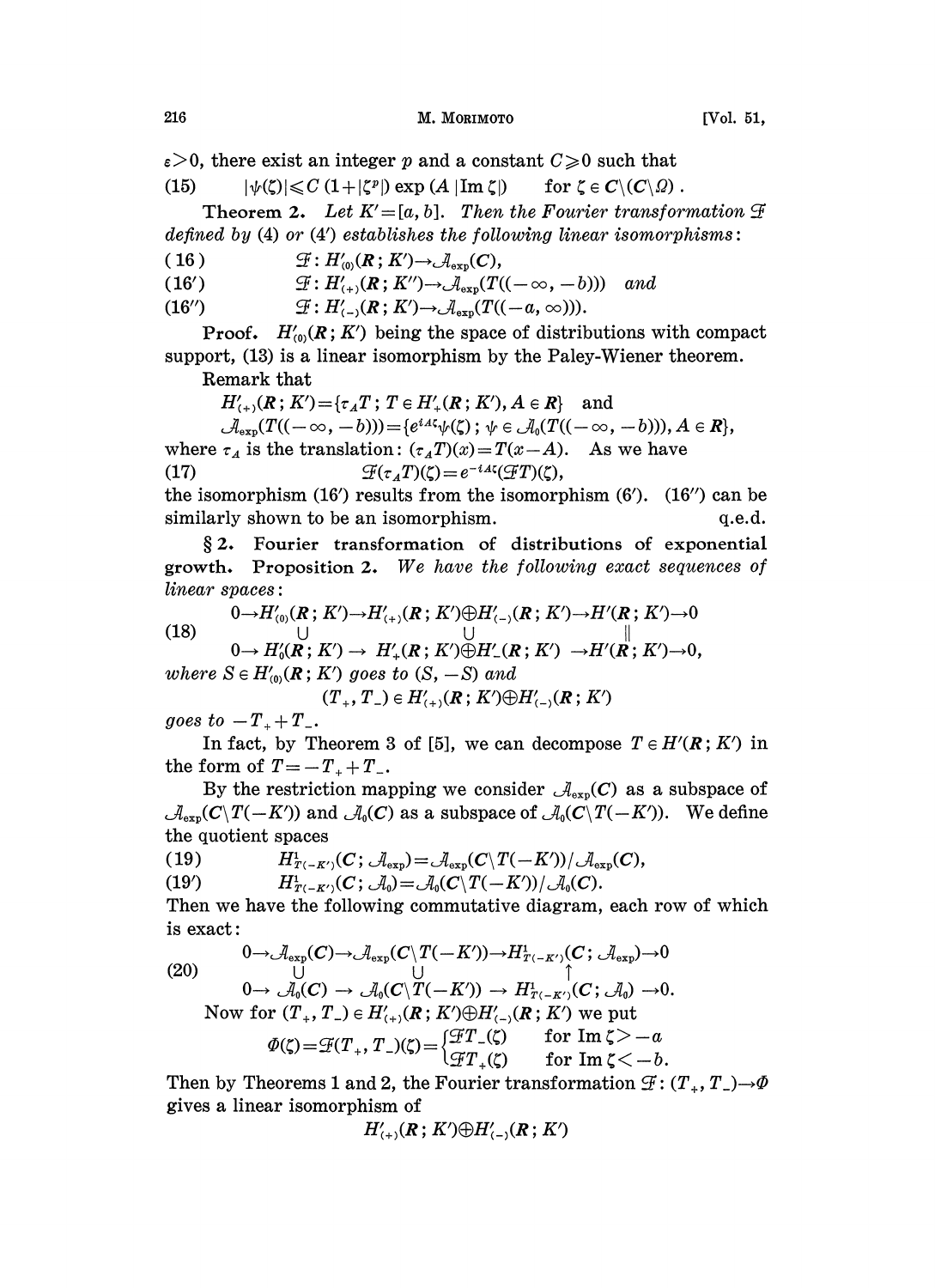$\varepsilon > 0$, there exist an integer $p$ and a constant $C \geqslant 0$ such that

$$(15) \qquad |\psi(\zeta)| \leqslant C(1+|\zeta^p|)\exp(A\,|\mathrm{Im}\,\zeta|) \qquad \text{for } \zeta \in \boldsymbol{C}\backslash(\boldsymbol{C}\backslash\Omega).$$

**Theorem 2.** *Let $K'=[a,b]$. Then the Fourier transformation $\mathcal{F}$ defined by (4) or (4′) establishes the following linear isomorphisms:*

$$(16) \qquad \mathcal{F}: H'_{(0)}(\boldsymbol{R}; K') \to \mathcal{A}_{\exp}(\boldsymbol{C}),$$

$$(16') \qquad \mathcal{F}: H'_{(+)}(\boldsymbol{R}; K'') \to \mathcal{A}_{\exp}(T((-\infty, -b))) \quad \text{and}$$

$$(16'') \qquad \mathcal{F}: H'_{(-)}(\boldsymbol{R}; K') \to \mathcal{A}_{\exp}(T((-a, \infty))).$$

**Proof.** $H'_{(0)}(\boldsymbol{R}; K')$ being the space of distributions with compact support, (13) is a linear isomorphism by the Paley-Wiener theorem.

Remark that

$$H'_{(+)}(\boldsymbol{R}; K') = \{\tau_A T;\, T \in H'_{+}(\boldsymbol{R}; K'), A \in \boldsymbol{R}\} \quad \text{and}$$

$$\mathcal{A}_{\exp}(T((-\infty, -b))) = \{e^{iA\zeta}\psi(\zeta);\, \psi \in \mathcal{A}_0(T((-\infty, -b))), A \in \boldsymbol{R}\},$$

where $\tau_A$ is the translation: $(\tau_A T)(x) = T(x-A)$. As we have

$$(17) \qquad \mathcal{F}(\tau_A T)(\zeta) = e^{-iA\zeta}(\mathcal{F}T)(\zeta),$$

the isomorphism (16′) results from the isomorphism (6′). (16″) can be similarly shown to be an isomorphism. q.e.d.

## § 2. Fourier transformation of distributions of exponential growth.

**Proposition 2.** *We have the following exact sequences of linear spaces:*

$$(18) \qquad \begin{array}{ccccccccc} 0 \to & H'_{(0)}(\boldsymbol{R}; K') & \to & H'_{(+)}(\boldsymbol{R}; K') \oplus H'_{(-)}(\boldsymbol{R}; K') & \to & H'(\boldsymbol{R}; K') & \to 0 \\ & \cup & & \cup & & \| & \\ 0 \to & H'_{0}(\boldsymbol{R}; K') & \to & H'_{+}(\boldsymbol{R}; K') \oplus H'_{-}(\boldsymbol{R}; K') & \to & H'(\boldsymbol{R}; K') & \to 0, \end{array}$$

*where $S \in H'_{(0)}(\boldsymbol{R}; K')$ goes to $(S, -S)$ and*

$$(T_+, T_-) \in H'_{(+)}(\boldsymbol{R}; K') \oplus H'_{(-)}(\boldsymbol{R}; K')$$

*goes to $-T_+ + T_-$.*

In fact, by Theorem 3 of [5], we can decompose $T \in H'(\boldsymbol{R}; K')$ in the form of $T = -T_+ + T_-$.

By the restriction mapping we consider $\mathcal{A}_{\exp}(\boldsymbol{C})$ as a subspace of $\mathcal{A}_{\exp}(\boldsymbol{C}\backslash T(-K'))$ and $\mathcal{A}_0(\boldsymbol{C})$ as a subspace of $\mathcal{A}_0(\boldsymbol{C}\backslash T(-K'))$. We define the quotient spaces

$$(19) \qquad H^1_{T(-K')}(\boldsymbol{C}; \mathcal{A}_{\exp}) = \mathcal{A}_{\exp}(\boldsymbol{C}\backslash T(-K'))/\mathcal{A}_{\exp}(\boldsymbol{C}),$$

$$(19') \qquad H^1_{T(-K')}(\boldsymbol{C}; \mathcal{A}_0) = \mathcal{A}_0(\boldsymbol{C}\backslash T(-K'))/\mathcal{A}_0(\boldsymbol{C}).$$

Then we have the following commutative diagram, each row of which is exact:

$$(20) \qquad \begin{array}{ccccccccc} 0 \to & \mathcal{A}_{\exp}(\boldsymbol{C}) & \to & \mathcal{A}_{\exp}(\boldsymbol{C}\backslash T(-K')) & \to & H^1_{T(-K')}(\boldsymbol{C}; \mathcal{A}_{\exp}) & \to 0 \\ & \cup & & \cup & & \uparrow & \\ 0 \to & \mathcal{A}_0(\boldsymbol{C}) & \to & \mathcal{A}_0(\boldsymbol{C}\backslash T(-K')) & \to & H^1_{T(-K')}(\boldsymbol{C}; \mathcal{A}_0) & \to 0. \end{array}$$

Now for $(T_+, T_-) \in H'_{(+)}(\boldsymbol{R}; K') \oplus H'_{(-)}(\boldsymbol{R}; K')$ we put

$$\Phi(\zeta) = \mathcal{F}(T_+, T_-)(\zeta) = \begin{cases} \mathcal{F}T_-(\zeta) & \text{for } \mathrm{Im}\,\zeta > -a \\ \mathcal{F}T_+(\zeta) & \text{for } \mathrm{Im}\,\zeta < -b. \end{cases}$$

Then by Theorems 1 and 2, the Fourier transformation $\mathcal{F}: (T_+, T_-) \to \Phi$ gives a linear isomorphism of

$$H'_{(+)}(\boldsymbol{R}; K') \oplus H'_{(-)}(\boldsymbol{R}; K')$$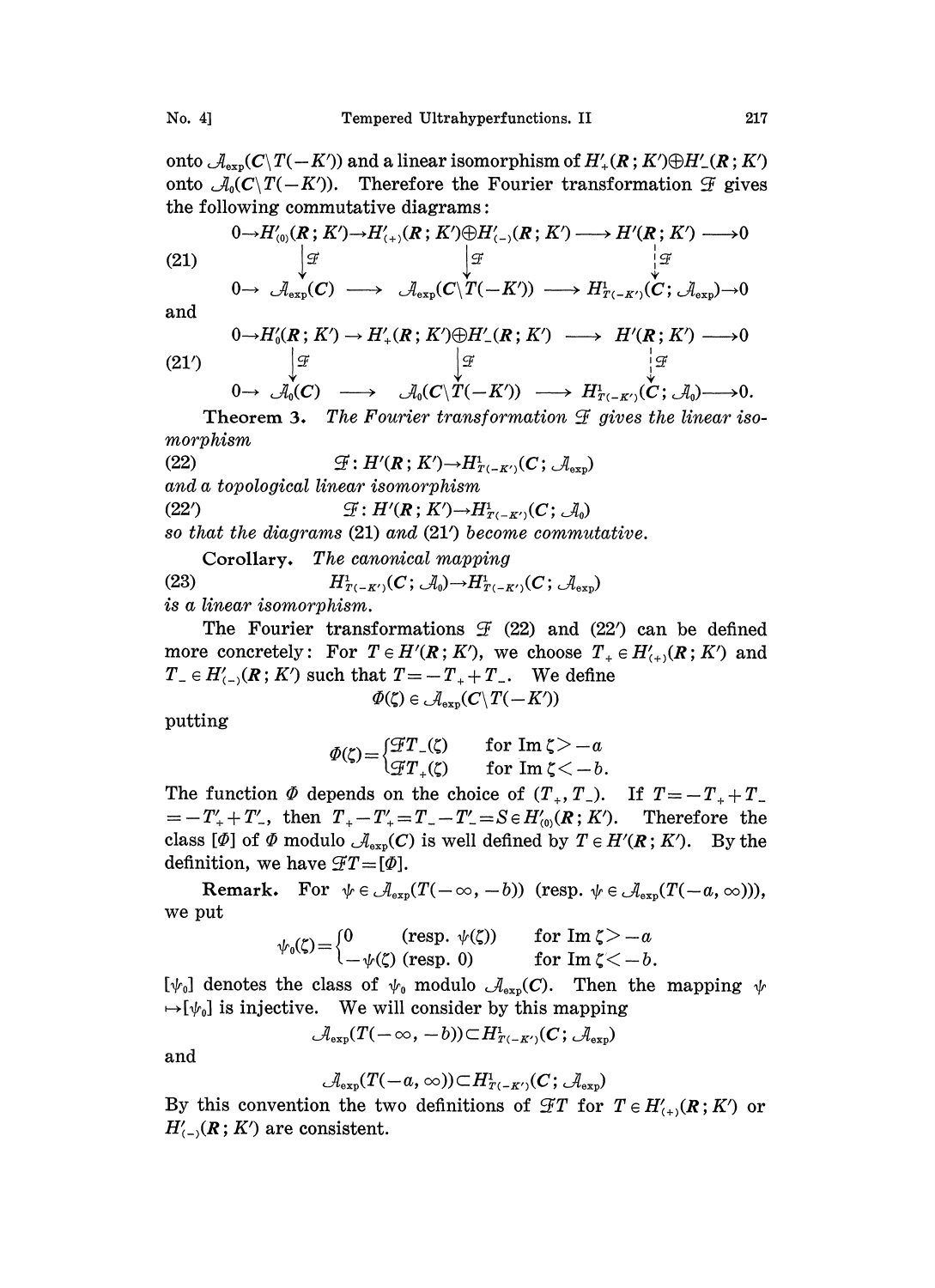onto $\mathcal{A}_{\exp}(\boldsymbol{C}\setminus T(-K'))$ and a linear isomorphism of $H'_+(\boldsymbol{R};K')\oplus H'_-(\boldsymbol{R};K')$ onto $\mathcal{A}_0(\boldsymbol{C}\setminus T(-K'))$. Therefore the Fourier transformation $\mathcal{F}$ gives the following commutative diagrams:

$$
(21)\qquad
\begin{array}{ccccccccc}
0 \to & H'_{(0)}(\boldsymbol{R};K') & \to & H'_{(+)}(\boldsymbol{R};K')\oplus H'_{(-)}(\boldsymbol{R};K') & \longrightarrow & H'(\boldsymbol{R};K') & \longrightarrow 0 \\
 & \downarrow \mathcal{F} & & \downarrow \mathcal{F} & & \downarrow \mathcal{F} & \\
0 \to & \mathcal{A}_{\exp}(\boldsymbol{C}) & \longrightarrow & \mathcal{A}_{\exp}(\boldsymbol{C}\setminus T(-K')) & \longrightarrow & H^1_{T(-K')}(\boldsymbol{C};\mathcal{A}_{\exp}) & \to 0
\end{array}
$$

and

$$
(21')\qquad
\begin{array}{ccccccccc}
0 \to & H'_0(\boldsymbol{R};K') & \to & H'_+(\boldsymbol{R};K')\oplus H'_-(\boldsymbol{R};K') & \longrightarrow & H'(\boldsymbol{R};K') & \longrightarrow 0 \\
 & \downarrow \mathcal{F} & & \downarrow \mathcal{F} & & \downarrow \mathcal{F} & \\
0 \to & \mathcal{A}_0(\boldsymbol{C}) & \longrightarrow & \mathcal{A}_0(\boldsymbol{C}\setminus T(-K')) & \longrightarrow & H^1_{T(-K')}(\boldsymbol{C};\mathcal{A}_0) & \longrightarrow 0.
\end{array}
$$

**Theorem 3.** *The Fourier transformation $\mathcal{F}$ gives the linear isomorphism*

$$(22)\qquad \mathcal{F}: H'(\boldsymbol{R};K') \to H^1_{T(-K')}(\boldsymbol{C};\mathcal{A}_{\exp})$$

*and a topological linear isomorphism*

$$(22')\qquad \mathcal{F}: H'(\boldsymbol{R};K') \to H^1_{T(-K')}(\boldsymbol{C};\mathcal{A}_0)$$

*so that the diagrams* (21) *and* (21′) *become commutative.*

**Corollary.** *The canonical mapping*

$$(23)\qquad H^1_{T(-K')}(\boldsymbol{C};\mathcal{A}_0) \to H^1_{T(-K')}(\boldsymbol{C};\mathcal{A}_{\exp})$$

*is a linear isomorphism.*

The Fourier transformations $\mathcal{F}$ (22) and (22′) can be defined more concretely: For $T \in H'(\boldsymbol{R};K')$, we choose $T_+ \in H'_{(+)}(\boldsymbol{R};K')$ and $T_- \in H'_{(-)}(\boldsymbol{R};K')$ such that $T = -T_+ + T_-$. We define

$$\Phi(\zeta) \in \mathcal{A}_{\exp}(\boldsymbol{C}\setminus T(-K'))$$

putting

$$\Phi(\zeta) = \begin{cases} \mathcal{F}T_-(\zeta) & \text{for } \operatorname{Im}\zeta > -a \\ \mathcal{F}T_+(\zeta) & \text{for } \operatorname{Im}\zeta < -b. \end{cases}$$

The function $\Phi$ depends on the choice of $(T_+, T_-)$. If $T = -T_+ + T_- = -T'_+ + T'_-$, then $T_+ - T'_+ = T_- - T'_- = S \in H'_{(0)}(\boldsymbol{R};K')$. Therefore the class $[\Phi]$ of $\Phi$ modulo $\mathcal{A}_{\exp}(\boldsymbol{C})$ is well defined by $T \in H'(\boldsymbol{R};K')$. By the definition, we have $\mathcal{F}T = [\Phi]$.

**Remark.** For $\psi \in \mathcal{A}_{\exp}(T(-\infty, -b))$ (resp. $\psi \in \mathcal{A}_{\exp}(T(-a, \infty))$), we put

$$\psi_0(\zeta) = \begin{cases} 0 \qquad\quad (\text{resp. } \psi(\zeta)) & \text{for } \operatorname{Im}\zeta > -a \\ -\psi(\zeta)\ (\text{resp. } 0) & \text{for } \operatorname{Im}\zeta < -b. \end{cases}$$

$[\psi_0]$ denotes the class of $\psi_0$ modulo $\mathcal{A}_{\exp}(\boldsymbol{C})$. Then the mapping $\psi \mapsto [\psi_0]$ is injective. We will consider by this mapping

$$\mathcal{A}_{\exp}(T(-\infty, -b)) \subset H^1_{T(-K')}(\boldsymbol{C};\mathcal{A}_{\exp})$$

and

$$\mathcal{A}_{\exp}(T(-a, \infty)) \subset H^1_{T(-K')}(\boldsymbol{C};\mathcal{A}_{\exp})$$

By this convention the two definitions of $\mathcal{F}T$ for $T \in H'_{(+)}(\boldsymbol{R};K')$ or $H'_{(-)}(\boldsymbol{R};K')$ are consistent.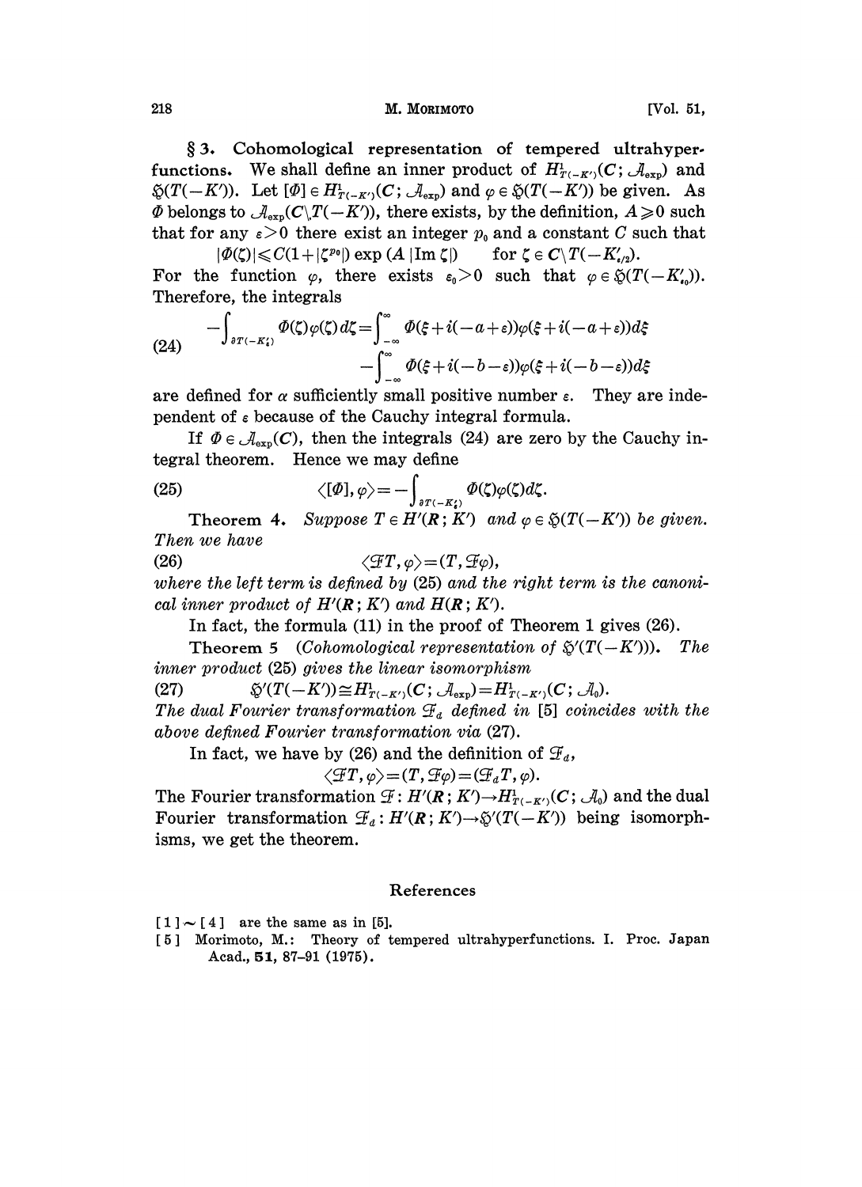**§ 3. Cohomological representation of tempered ultrahyperfunctions.** We shall define an inner product of $H^1_{T(-K')}(\boldsymbol{C}; \mathcal{A}_{\exp})$ and $\mathfrak{H}(T(-K'))$. Let $[\Phi] \in H^1_{T(-K')}(\boldsymbol{C}; \mathcal{A}_{\exp})$ and $\varphi \in \mathfrak{H}(T(-K'))$ be given. As $\Phi$ belongs to $\mathcal{A}_{\exp}(\boldsymbol{C} \setminus T(-K'))$, there exists, by the definition, $A \geqslant 0$ such that for any $\varepsilon > 0$ there exist an integer $p_0$ and a constant $C$ such that

$$|\Phi(\zeta)| \leqslant C(1+|\zeta^{p_0}|) \exp(A\,|\mathrm{Im}\,\zeta|) \qquad \text{for } \zeta \in \boldsymbol{C} \setminus T(-K'_{\varepsilon/2}).$$

For the function $\varphi$, there exists $\varepsilon_0 > 0$ such that $\varphi \in \mathfrak{H}(T(-K'_{\varepsilon_0}))$. Therefore, the integrals

$$(24) \qquad -\int_{\partial T(-K'_\varepsilon)} \Phi(\zeta)\varphi(\zeta)\,d\zeta = \int_{-\infty}^{\infty} \Phi(\xi + i(-a+\varepsilon))\varphi(\xi + i(-a+\varepsilon))\,d\xi - \int_{-\infty}^{\infty} \Phi(\xi + i(-b-\varepsilon))\varphi(\xi + i(-b-\varepsilon))\,d\xi$$

are defined for $\alpha$ sufficiently small positive number $\varepsilon$. They are independent of $\varepsilon$ because of the Cauchy integral formula.

If $\Phi \in \mathcal{A}_{\exp}(\boldsymbol{C})$, then the integrals (24) are zero by the Cauchy integral theorem. Hence we may define

$$(25) \qquad \langle [\Phi], \varphi \rangle = -\int_{\partial T(-K'_\varepsilon)} \Phi(\zeta)\varphi(\zeta)\,d\zeta.$$

**Theorem 4.** *Suppose $T \in H'(\boldsymbol{R}; K')$ and $\varphi \in \mathfrak{H}(T(-K'))$ be given. Then we have*

$$(26) \qquad \langle \mathcal{F}T, \varphi \rangle = (T, \mathcal{F}\varphi),$$

*where the left term is defined by* (25) *and the right term is the canonical inner product of $H'(\boldsymbol{R}; K')$ and $H(\boldsymbol{R}; K')$.*

In fact, the formula (11) in the proof of Theorem 1 gives (26).

**Theorem 5** (*Cohomological representation of $\mathfrak{H}'(T(-K'))$*). *The inner product* (25) *gives the linear isomorphism*

$$(27) \qquad \mathfrak{H}'(T(-K')) \cong H^1_{T(-K')}(\boldsymbol{C}; \mathcal{A}_{\exp}) = H^1_{T(-K')}(\boldsymbol{C}; \mathcal{A}_0).$$

*The dual Fourier transformation $\mathcal{F}_d$ defined in* [5] *coincides with the above defined Fourier transformation via* (27).

In fact, we have by (26) and the definition of $\mathcal{F}_d$,

$$\langle \mathcal{F}T, \varphi \rangle = (T, \mathcal{F}\varphi) = (\mathcal{F}_d T, \varphi).$$

The Fourier transformation $\mathcal{F}: H'(\boldsymbol{R}; K') \to H^1_{T(-K')}(\boldsymbol{C}; \mathcal{A}_0)$ and the dual Fourier transformation $\mathcal{F}_d: H'(\boldsymbol{R}; K') \to \mathfrak{H}'(T(-K'))$ being isomorphisms, we get the theorem.

## References

[1] ~ [4] are the same as in [5].

[5] Morimoto, M.: Theory of tempered ultrahyperfunctions. I. Proc. Japan Acad., **51**, 87–91 (1975).